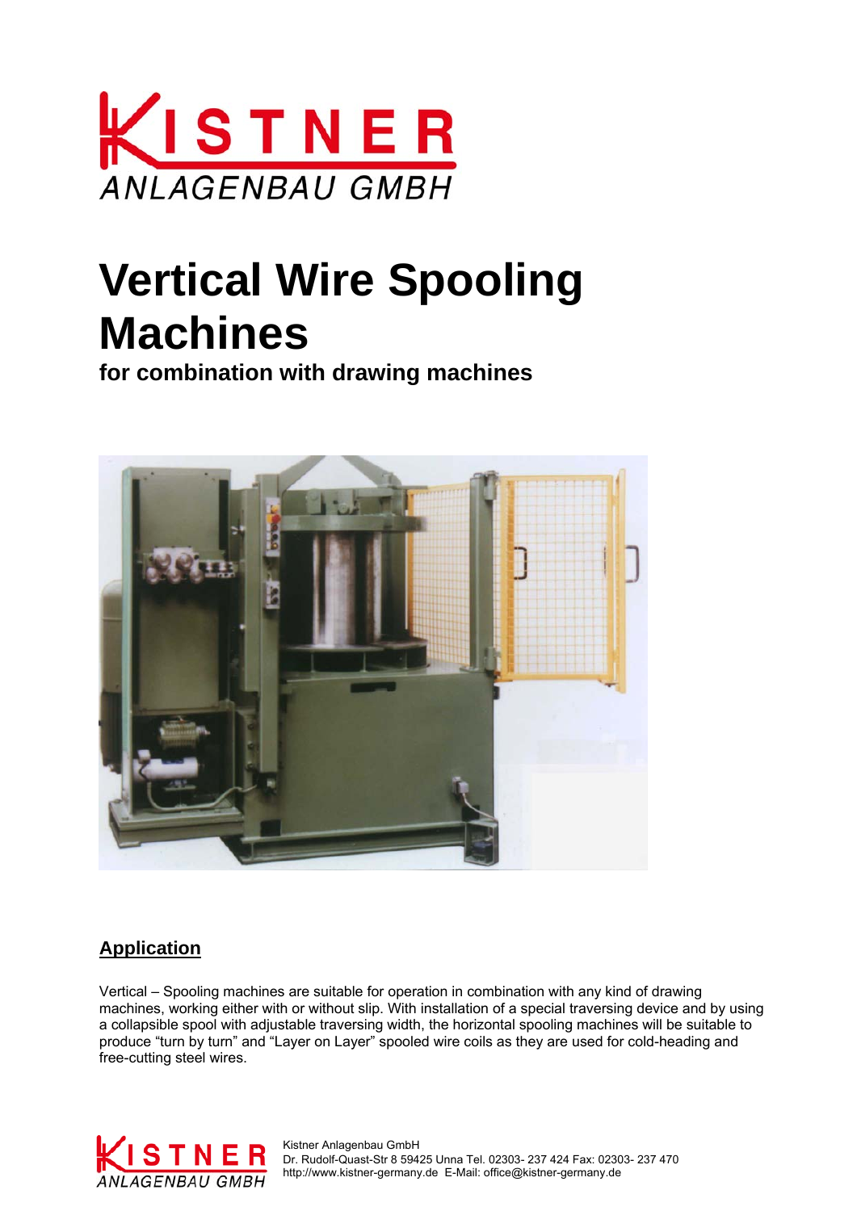# Vertical Wire Spooling Machines

**for combination with drawing machines**

## Application

Vertical – Spooling machines are suitable for operation in combination with any kind of drawing machines, working either with or without slip. With installation of a special traversing device and by using a collapsible spool with adjustable traversing width, the horizontal spooling machines will be suitable to produce "turn by turn" and "Layer on Layer" spooled wire coils as they are used for cold-heading and free-cutting steel wires.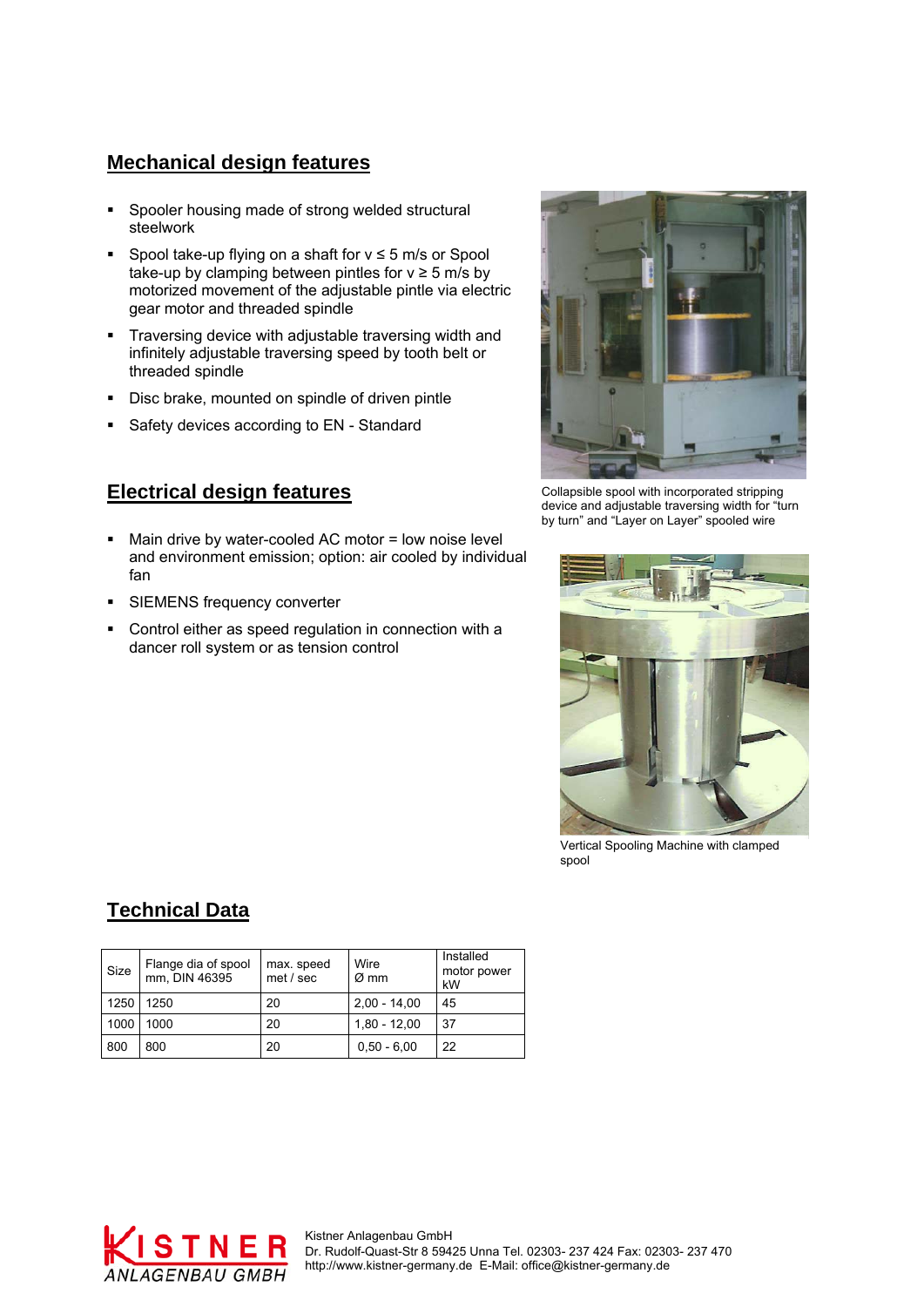## Mechanical design features

- Spooler housing made of strong welded structural steelwork
- Spool take-up flying on a shaft for v ≤ 5 m/s or Spool take-up by clamping between pintles for v ≥ 5 m/s by motorized movement of the adjustable pintle via electric gear motor and threaded spindle
- Traversing device with adjustable traversing width and infinitely adjustable traversing speed by tooth belt or threaded spindle
- Disc brake, mounted on spindle of driven pintle
- Safety devices according to EN - Standard

Collapsible spool with incorporated stripping device and adjustable traversing width for "turn by turn" and "Layer on Layer" spooled wire

## Electrical design features

- Main drive by water-cooled AC motor = low noise level and environment emission; option: air cooled by individual fan
- SIEMENS frequency converter
- Control either as speed regulation in connection with a dancer roll system or as tension control

Vertical Spooling Machine with clamped spool

## Technical Data

| Size | Flange dia of spool mm, DIN 46395 | max. speed met / sec | Wire Ø mm | Installed motor power kW |
|---|---|---|---|---|
| 1250 | 1250 | 20 | 2,00 - 14,00 | 45 |
| 1000 | 1000 | 20 | 1,80 - 12,00 | 37 |
| 800 | 800 | 20 | 0,50 - 6,00 | 22 |

KISTNER ANLAGENBAU GMBH

Kistner Anlagenbau GmbH
Dr. Rudolf-Quast-Str 8 59425 Unna Tel. 02303- 237 424 Fax: 02303- 237 470
http://www.kistner-germany.de E-Mail: office@kistner-germany.de